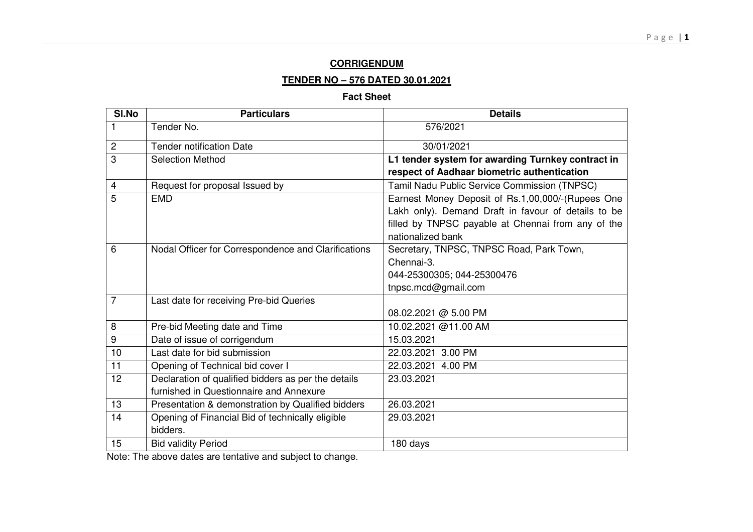**CORRIGENDUM**

**TENDER NO – 576 DATED 30.01.2021**

**Fact Sheet**

| Sl.No | Particulars | Details |
|---|---|---|
| 1 | Tender No. | 576/2021 |
| 2 | Tender notification Date | 30/01/2021 |
| 3 | Selection Method | **L1 tender system for awarding Turnkey contract in respect of Aadhaar biometric authentication** |
| 4 | Request for proposal Issued by | Tamil Nadu Public Service Commission (TNPSC) |
| 5 | EMD | Earnest Money Deposit of Rs.1,00,000/-(Rupees One Lakh only). Demand Draft in favour of details to be filled by TNPSC payable at Chennai from any of the nationalized bank |
| 6 | Nodal Officer for Correspondence and Clarifications | Secretary, TNPSC, TNPSC Road, Park Town, Chennai-3. 044-25300305; 044-25300476 tnpsc.mcd@gmail.com |
| 7 | Last date for receiving Pre-bid Queries | 08.02.2021 @ 5.00 PM |
| 8 | Pre-bid Meeting date and Time | 10.02.2021 @11.00 AM |
| 9 | Date of issue of corrigendum | 15.03.2021 |
| 10 | Last date for bid submission | 22.03.2021 3.00 PM |
| 11 | Opening of Technical bid cover I | 22.03.2021 4.00 PM |
| 12 | Declaration of qualified bidders as per the details furnished in Questionnaire and Annexure | 23.03.2021 |
| 13 | Presentation & demonstration by Qualified bidders | 26.03.2021 |
| 14 | Opening of Financial Bid of technically eligible bidders. | 29.03.2021 |
| 15 | Bid validity Period | 180 days |

Note: The above dates are tentative and subject to change.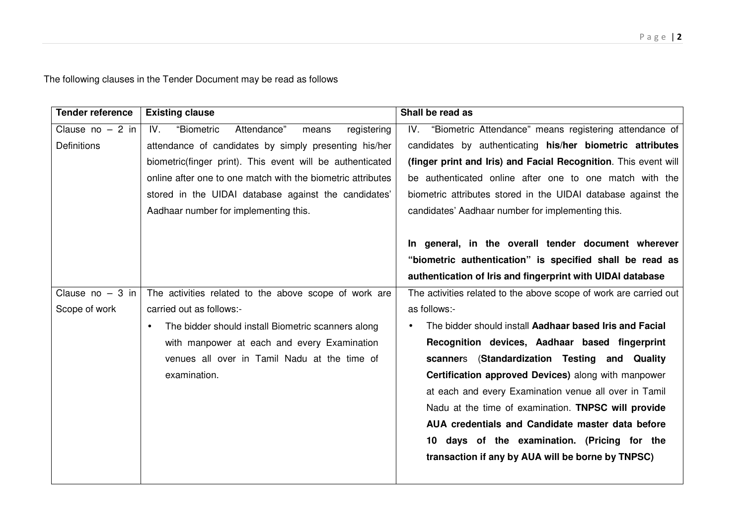The following clauses in the Tender Document may be read as follows

| Tender reference | Existing clause | Shall be read as |
|---|---|---|
| Clause no – 2 in Definitions | IV. "Biometric Attendance" means registering attendance of candidates by simply presenting his/her biometric(finger print). This event will be authenticated online after one to one match with the biometric attributes stored in the UIDAI database against the candidates' Aadhaar number for implementing this. | IV. "Biometric Attendance" means registering attendance of candidates by authenticating **his/her biometric attributes (finger print and Iris) and Facial Recognition**. This event will be authenticated online after one to one match with the biometric attributes stored in the UIDAI database against the candidates' Aadhaar number for implementing this.<br><br>**In general, in the overall tender document wherever "biometric authentication" is specified shall be read as authentication of Iris and fingerprint with UIDAI database** |
| Clause no – 3 in Scope of work | The activities related to the above scope of work are carried out as follows:-<br>• The bidder should install Biometric scanners along with manpower at each and every Examination venues all over in Tamil Nadu at the time of examination. | The activities related to the above scope of work are carried out as follows:-<br>• The bidder should install **Aadhaar based Iris and Facial Recognition devices, Aadhaar based fingerprint scanner**s (**Standardization Testing and Quality Certification approved Devices)** along with manpower at each and every Examination venue all over in Tamil Nadu at the time of examination. **TNPSC will provide AUA credentials and Candidate master data before 10 days of the examination. (Pricing for the transaction if any by AUA will be borne by TNPSC)** |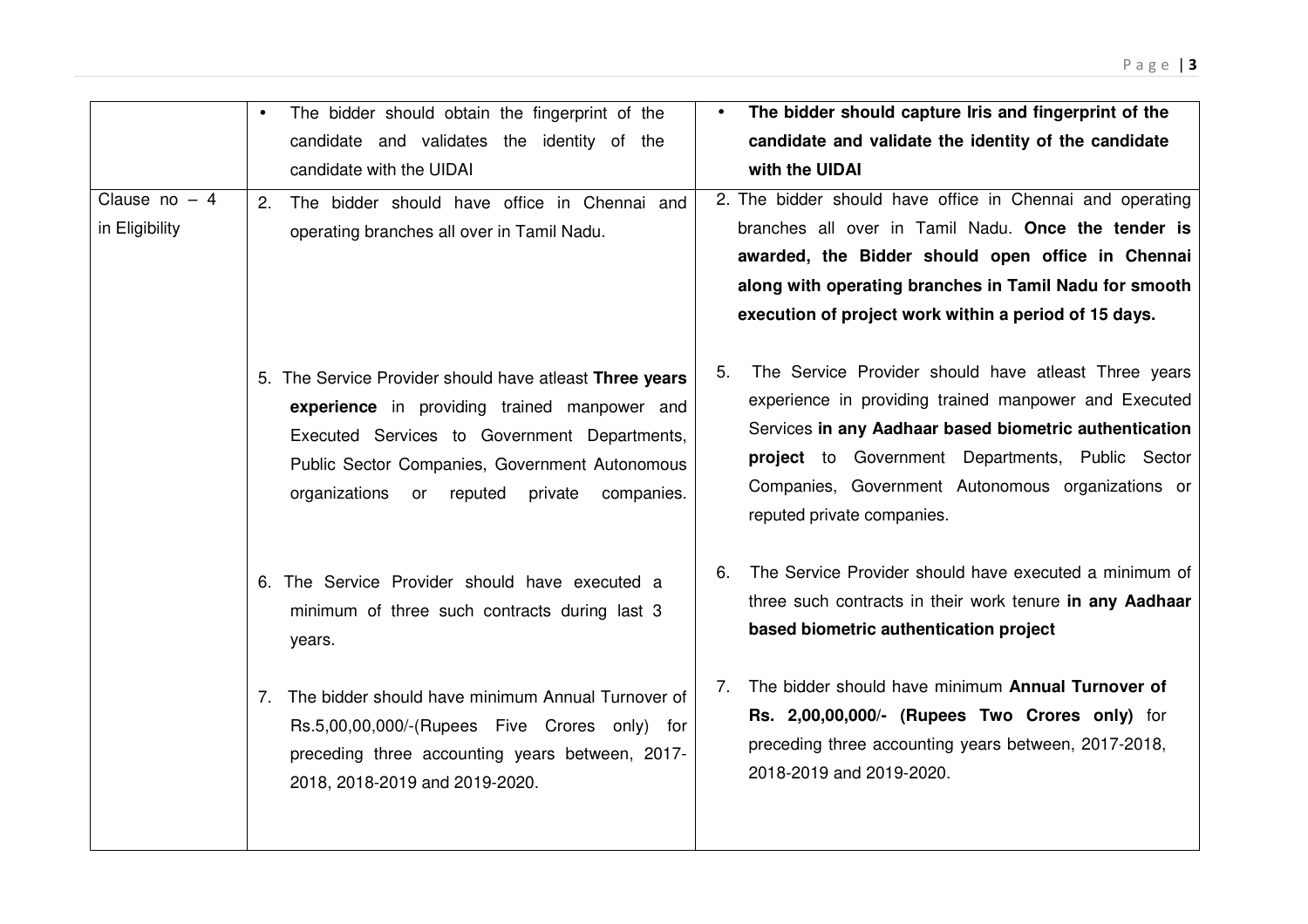| | | |
|---|---|---|
| | • The bidder should obtain the fingerprint of the candidate and validates the identity of the candidate with the UIDAI | • **The bidder should capture Iris and fingerprint of the candidate and validate the identity of the candidate with the UIDAI** |
| Clause no – 4 in Eligibility | 2. The bidder should have office in Chennai and operating branches all over in Tamil Nadu.<br><br>5. The Service Provider should have atleast **Three years experience** in providing trained manpower and Executed Services to Government Departments, Public Sector Companies, Government Autonomous organizations or reputed private companies.<br><br>6. The Service Provider should have executed a minimum of three such contracts during last 3 years.<br><br>7. The bidder should have minimum Annual Turnover of Rs.5,00,00,000/-(Rupees Five Crores only) for preceding three accounting years between, 2017-2018, 2018-2019 and 2019-2020. | 2. The bidder should have office in Chennai and operating branches all over in Tamil Nadu. **Once the tender is awarded, the Bidder should open office in Chennai along with operating branches in Tamil Nadu for smooth execution of project work within a period of 15 days.**<br><br>5. The Service Provider should have atleast Three years experience in providing trained manpower and Executed Services **in any Aadhaar based biometric authentication project** to Government Departments, Public Sector Companies, Government Autonomous organizations or reputed private companies.<br><br>6. The Service Provider should have executed a minimum of three such contracts in their work tenure **in any Aadhaar based biometric authentication project**<br><br>7. The bidder should have minimum **Annual Turnover of Rs. 2,00,00,000/- (Rupees Two Crores only)** for preceding three accounting years between, 2017-2018, 2018-2019 and 2019-2020. |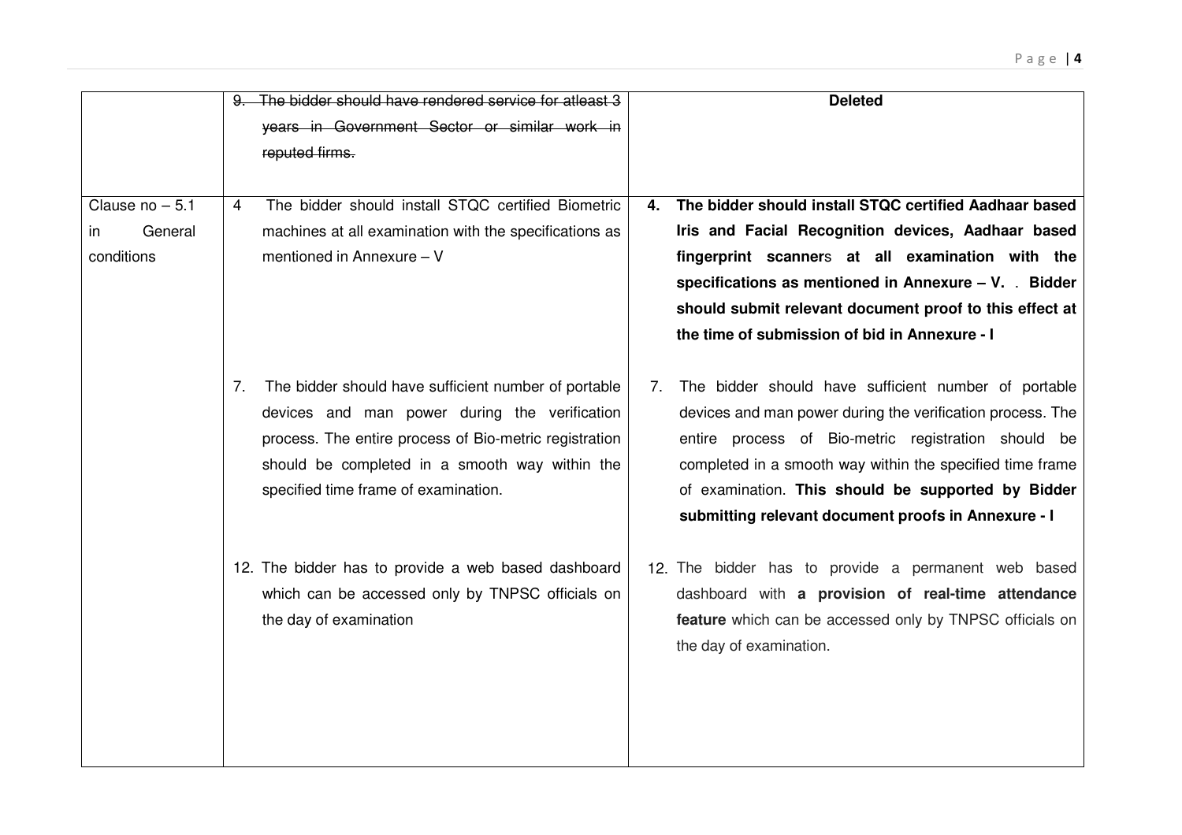| | | |
|---|---|---|
| | ~~9. The bidder should have rendered service for atleast 3 years in Government Sector or similar work in reputed firms.~~ | **Deleted** |
| Clause no – 5.1 in General conditions | 4 The bidder should install STQC certified Biometric machines at all examination with the specifications as mentioned in Annexure – V | **4. The bidder should install STQC certified Aadhaar based Iris and Facial Recognition devices, Aadhaar based fingerprint scanners at all examination with the specifications as mentioned in Annexure – V. . Bidder should submit relevant document proof to this effect at the time of submission of bid in Annexure - I** |
| | 7. The bidder should have sufficient number of portable devices and man power during the verification process. The entire process of Bio-metric registration should be completed in a smooth way within the specified time frame of examination. | 7. The bidder should have sufficient number of portable devices and man power during the verification process. The entire process of Bio-metric registration should be completed in a smooth way within the specified time frame of examination. **This should be supported by Bidder submitting relevant document proofs in Annexure - I** |
| | 12. The bidder has to provide a web based dashboard which can be accessed only by TNPSC officials on the day of examination | 12. The bidder has to provide a permanent web based dashboard with **a provision of real-time attendance feature** which can be accessed only by TNPSC officials on the day of examination. |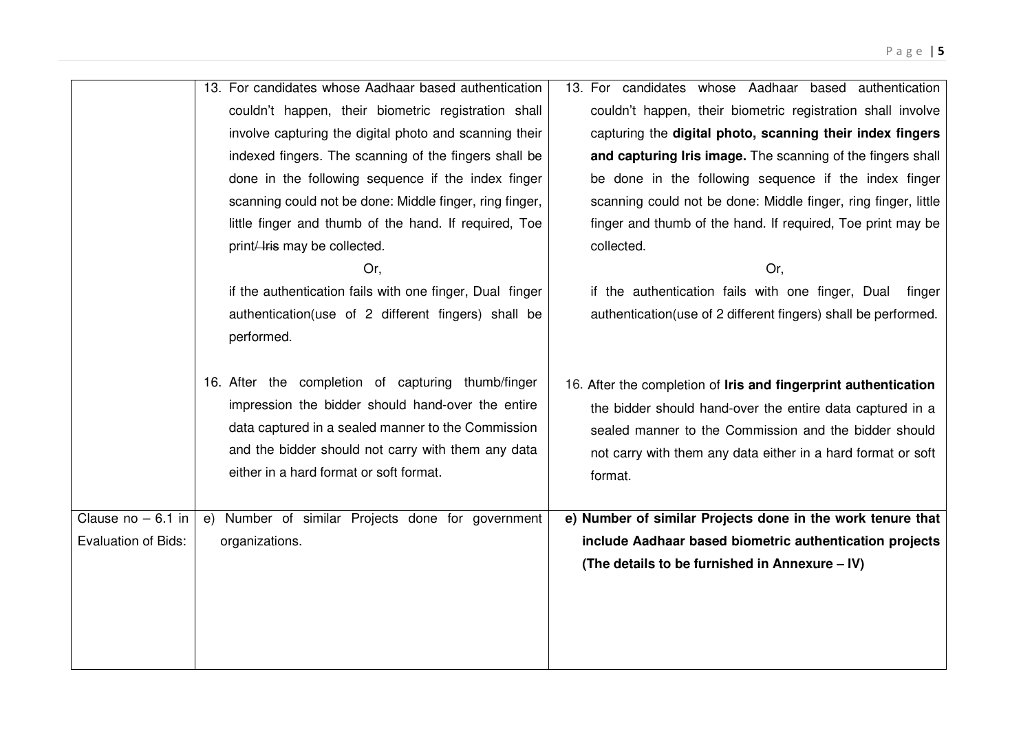| | | |
|---|---|---|
| | 13. For candidates whose Aadhaar based authentication couldn't happen, their biometric registration shall involve capturing the digital photo and scanning their indexed fingers. The scanning of the fingers shall be done in the following sequence if the index finger scanning could not be done: Middle finger, ring finger, little finger and thumb of the hand. If required, Toe print/ ~~Iris~~ may be collected.<br>Or,<br>if the authentication fails with one finger, Dual finger authentication(use of 2 different fingers) shall be performed.<br><br>16. After the completion of capturing thumb/finger impression the bidder should hand-over the entire data captured in a sealed manner to the Commission and the bidder should not carry with them any data either in a hard format or soft format. | 13. For candidates whose Aadhaar based authentication couldn't happen, their biometric registration shall involve capturing the **digital photo, scanning their index fingers and capturing Iris image.** The scanning of the fingers shall be done in the following sequence if the index finger scanning could not be done: Middle finger, ring finger, little finger and thumb of the hand. If required, Toe print may be collected.<br>Or,<br>if the authentication fails with one finger, Dual finger authentication(use of 2 different fingers) shall be performed.<br><br>16. After the completion of **Iris and fingerprint authentication** the bidder should hand-over the entire data captured in a sealed manner to the Commission and the bidder should not carry with them any data either in a hard format or soft format. |
| Clause no – 6.1 in Evaluation of Bids: | e) Number of similar Projects done for government organizations. | **e) Number of similar Projects done in the work tenure that include Aadhaar based biometric authentication projects (The details to be furnished in Annexure – IV)** |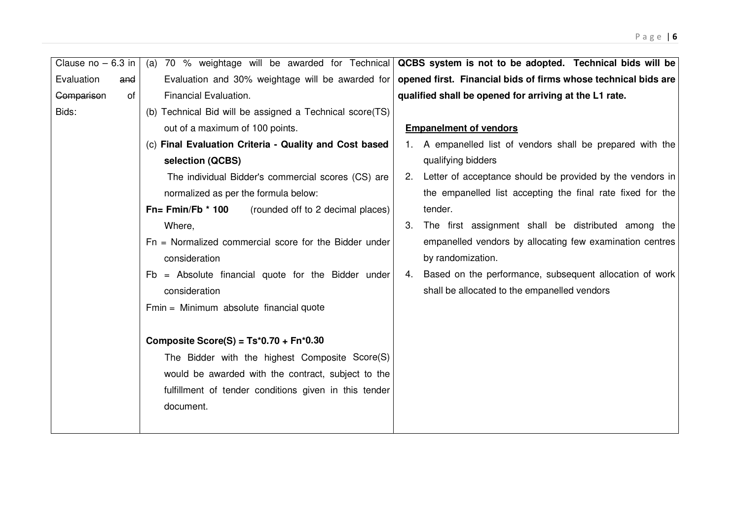| Clause no – 6.3 in Evaluation ~~and~~ ~~Comparison~~ of Bids: | (a) 70 % weightage will be awarded for Technical Evaluation and 30% weightage will be awarded for Financial Evaluation.<br>(b) Technical Bid will be assigned a Technical score(TS) out of a maximum of 100 points.<br>(c) **Final Evaluation Criteria - Quality and Cost based selection (QCBS)**<br>The individual Bidder's commercial scores (CS) are normalized as per the formula below:<br>**Fn= Fmin/Fb * 100** (rounded off to 2 decimal places)<br>Where,<br>Fn = Normalized commercial score for the Bidder under consideration<br>Fb = Absolute financial quote for the Bidder under consideration<br>Fmin = Minimum absolute financial quote<br><br>**Composite Score(S) = Ts*0.70 + Fn*0.30**<br>The Bidder with the highest Composite Score(S) would be awarded with the contract, subject to the fulfillment of tender conditions given in this tender document. | **QCBS system is not to be adopted. Technical bids will be opened first. Financial bids of firms whose technical bids are qualified shall be opened for arriving at the L1 rate.**<br><br>**Empanelment of vendors**<br>1. A empanelled list of vendors shall be prepared with the qualifying bidders<br>2. Letter of acceptance should be provided by the vendors in the empanelled list accepting the final rate fixed for the tender.<br>3. The first assignment shall be distributed among the empanelled vendors by allocating few examination centres by randomization.<br>4. Based on the performance, subsequent allocation of work shall be allocated to the empanelled vendors |
|---|---|---|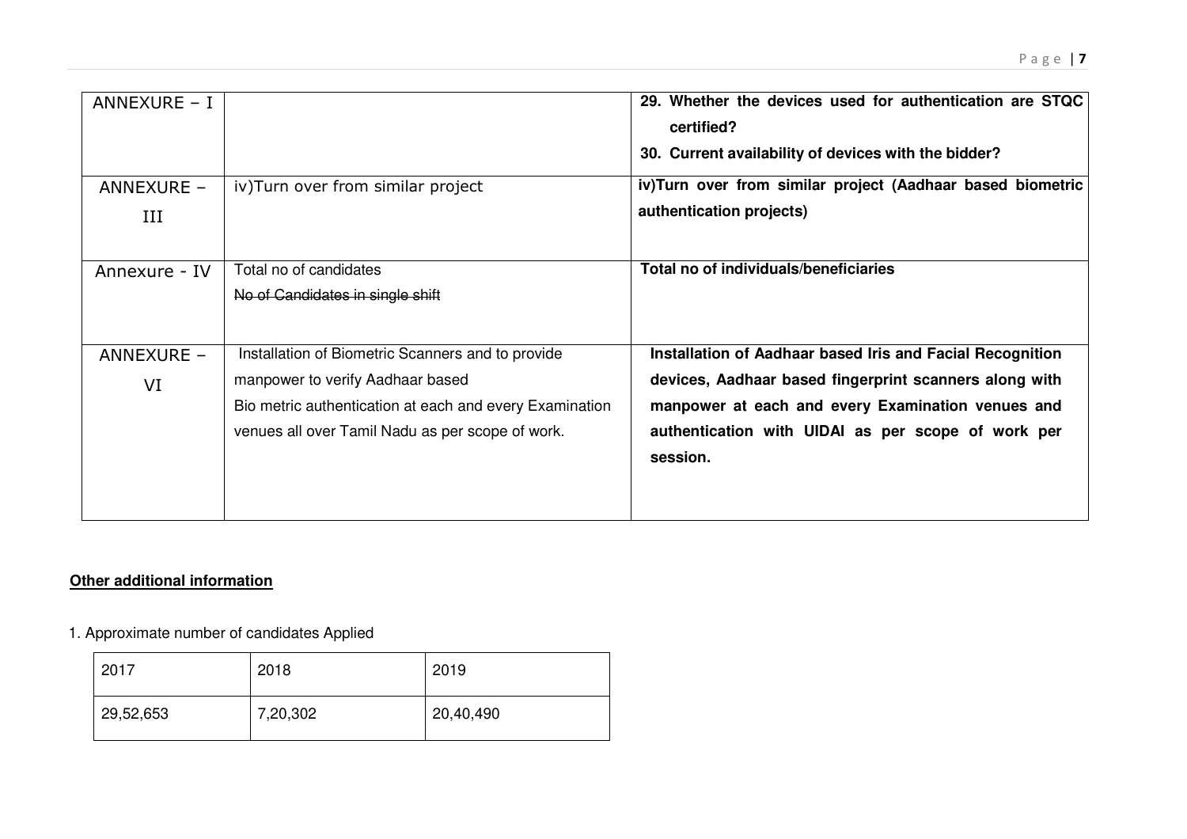| ANNEXURE – I | | **29. Whether the devices used for authentication are STQC certified?**<br>**30. Current availability of devices with the bidder?** |
|---|---|---|
| ANNEXURE – III | iv)Turn over from similar project | **iv)Turn over from similar project (Aadhaar based biometric authentication projects)** |
| Annexure - IV | Total no of candidates<br>~~No of Candidates in single shift~~ | **Total no of individuals/beneficiaries** |
| ANNEXURE – VI | Installation of Biometric Scanners and to provide manpower to verify Aadhaar based Bio metric authentication at each and every Examination venues all over Tamil Nadu as per scope of work. | **Installation of Aadhaar based Iris and Facial Recognition devices, Aadhaar based fingerprint scanners along with manpower at each and every Examination venues and authentication with UIDAI as per scope of work per session.** |

**Other additional information**

1. Approximate number of candidates Applied

| 2017 | 2018 | 2019 |
|---|---|---|
| 29,52,653 | 7,20,302 | 20,40,490 |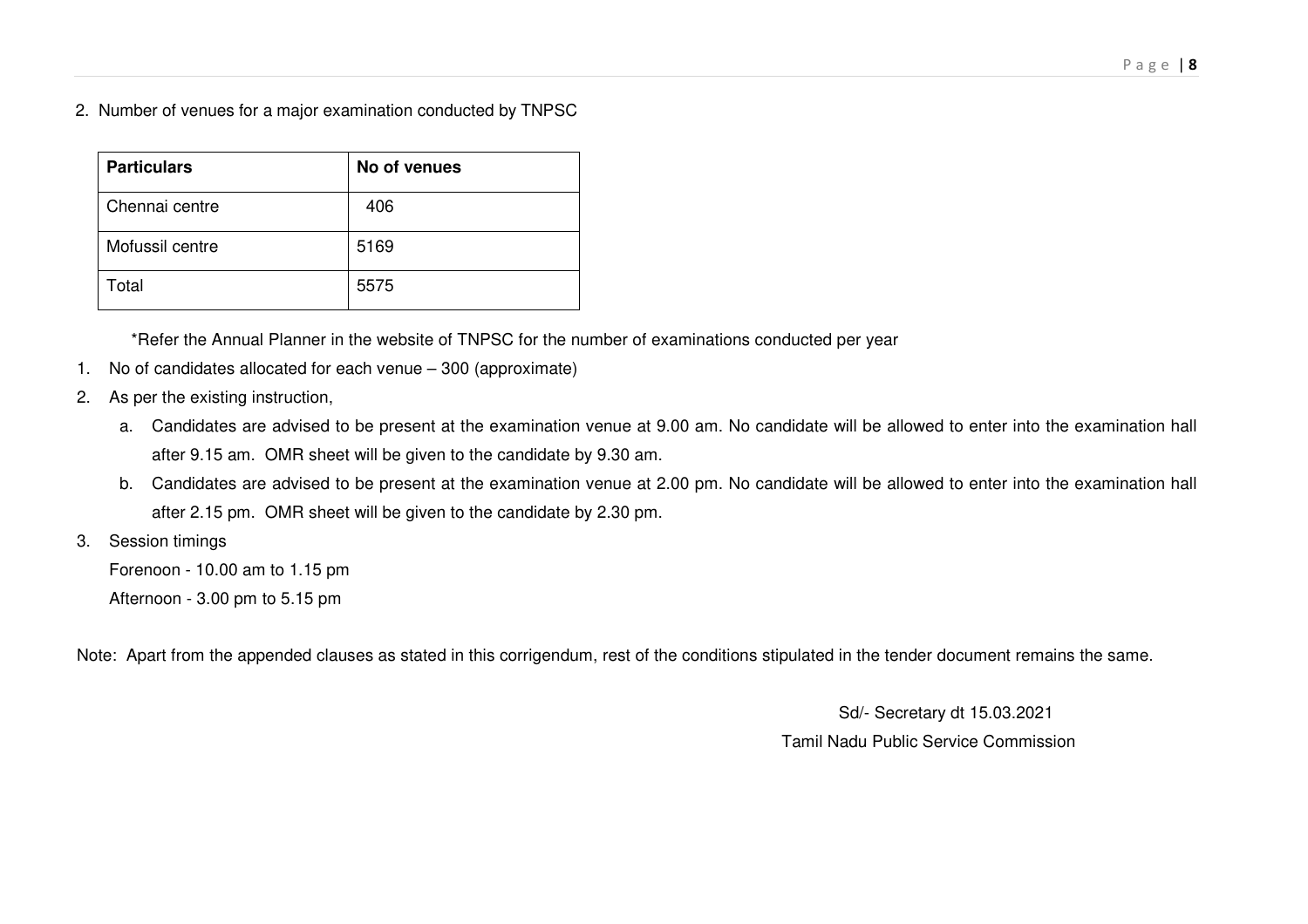2. Number of venues for a major examination conducted by TNPSC

| Particulars | No of venues |
|---|---|
| Chennai centre | 406 |
| Mofussil centre | 5169 |
| Total | 5575 |

*Refer the Annual Planner in the website of TNPSC for the number of examinations conducted per year

1. No of candidates allocated for each venue – 300 (approximate)
2. As per the existing instruction,
   a. Candidates are advised to be present at the examination venue at 9.00 am. No candidate will be allowed to enter into the examination hall after 9.15 am. OMR sheet will be given to the candidate by 9.30 am.
   b. Candidates are advised to be present at the examination venue at 2.00 pm. No candidate will be allowed to enter into the examination hall after 2.15 pm. OMR sheet will be given to the candidate by 2.30 pm.
3. Session timings

   Forenoon - 10.00 am to 1.15 pm

   Afternoon - 3.00 pm to 5.15 pm

Note: Apart from the appended clauses as stated in this corrigendum, rest of the conditions stipulated in the tender document remains the same.

Sd/- Secretary dt 15.03.2021

Tamil Nadu Public Service Commission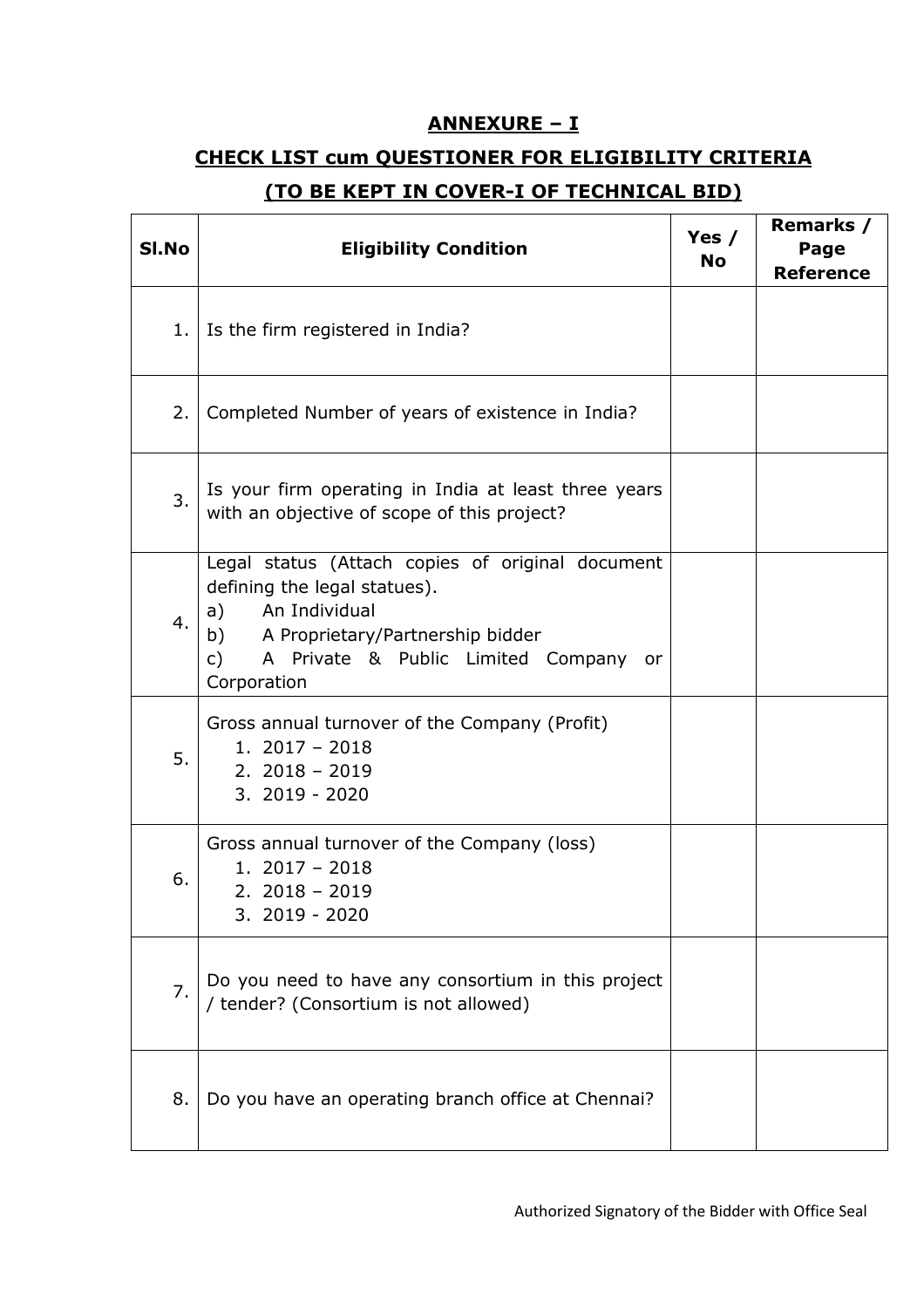## ANNEXURE – I

## CHECK LIST cum QUESTIONER FOR ELIGIBILITY CRITERIA

## (TO BE KEPT IN COVER-I OF TECHNICAL BID)

| Sl.No | Eligibility Condition | Yes / No | Remarks / Page Reference |
|---|---|---|---|
| 1. | Is the firm registered in India? | | |
| 2. | Completed Number of years of existence in India? | | |
| 3. | Is your firm operating in India at least three years with an objective of scope of this project? | | |
| 4. | Legal status (Attach copies of original document defining the legal statues).<br>a) An Individual<br>b) A Proprietary/Partnership bidder<br>c) A Private & Public Limited Company or Corporation | | |
| 5. | Gross annual turnover of the Company (Profit)<br>1. 2017 – 2018<br>2. 2018 – 2019<br>3. 2019 - 2020 | | |
| 6. | Gross annual turnover of the Company (loss)<br>1. 2017 – 2018<br>2. 2018 – 2019<br>3. 2019 - 2020 | | |
| 7. | Do you need to have any consortium in this project / tender? (Consortium is not allowed) | | |
| 8. | Do you have an operating branch office at Chennai? | | |

Authorized Signatory of the Bidder with Office Seal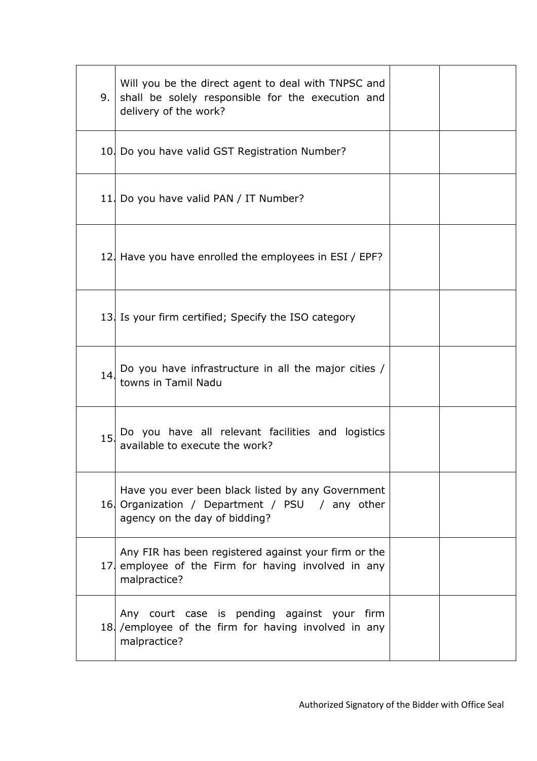| | | | |
|---|---|---|---|
| 9. | Will you be the direct agent to deal with TNPSC and shall be solely responsible for the execution and delivery of the work? | | |
| 10. | Do you have valid GST Registration Number? | | |
| 11. | Do you have valid PAN / IT Number? | | |
| 12. | Have you have enrolled the employees in ESI / EPF? | | |
| 13. | Is your firm certified; Specify the ISO category | | |
| 14. | Do you have infrastructure in all the major cities / towns in Tamil Nadu | | |
| 15. | Do you have all relevant facilities and logistics available to execute the work? | | |
| 16. | Have you ever been black listed by any Government Organization / Department / PSU / any other agency on the day of bidding? | | |
| 17. | Any FIR has been registered against your firm or the employee of the Firm for having involved in any malpractice? | | |
| 18. | Any court case is pending against your firm /employee of the firm for having involved in any malpractice? | | |

Authorized Signatory of the Bidder with Office Seal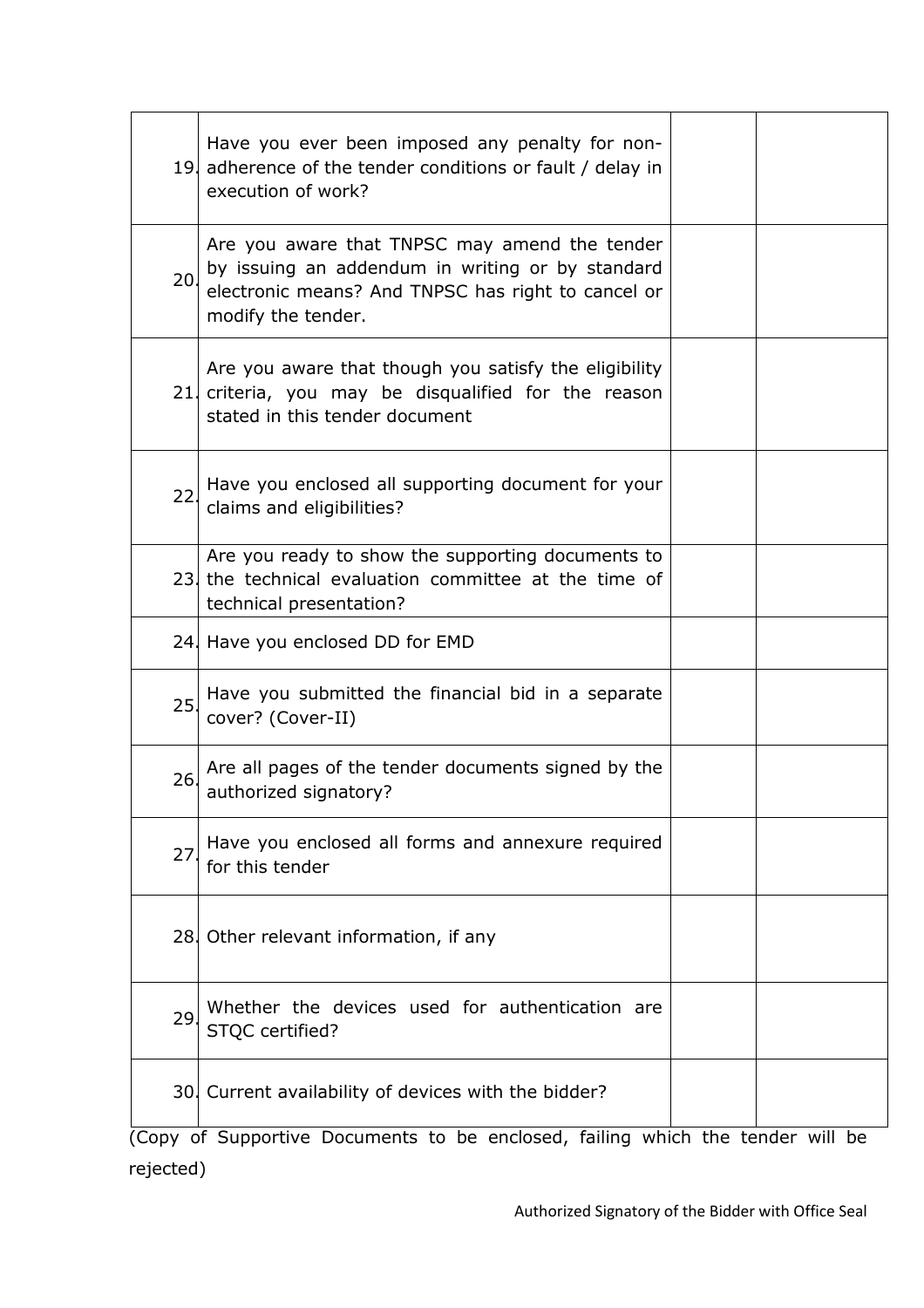| | | | |
|---|---|---|---|
| 19. | Have you ever been imposed any penalty for non-adherence of the tender conditions or fault / delay in execution of work? | | |
| 20. | Are you aware that TNPSC may amend the tender by issuing an addendum in writing or by standard electronic means? And TNPSC has right to cancel or modify the tender. | | |
| 21. | Are you aware that though you satisfy the eligibility criteria, you may be disqualified for the reason stated in this tender document | | |
| 22. | Have you enclosed all supporting document for your claims and eligibilities? | | |
| 23. | Are you ready to show the supporting documents to the technical evaluation committee at the time of technical presentation? | | |
| 24. | Have you enclosed DD for EMD | | |
| 25. | Have you submitted the financial bid in a separate cover? (Cover-II) | | |
| 26. | Are all pages of the tender documents signed by the authorized signatory? | | |
| 27. | Have you enclosed all forms and annexure required for this tender | | |
| 28. | Other relevant information, if any | | |
| 29. | Whether the devices used for authentication are STQC certified? | | |
| 30. | Current availability of devices with the bidder? | | |

(Copy of Supportive Documents to be enclosed, failing which the tender will be rejected)

Authorized Signatory of the Bidder with Office Seal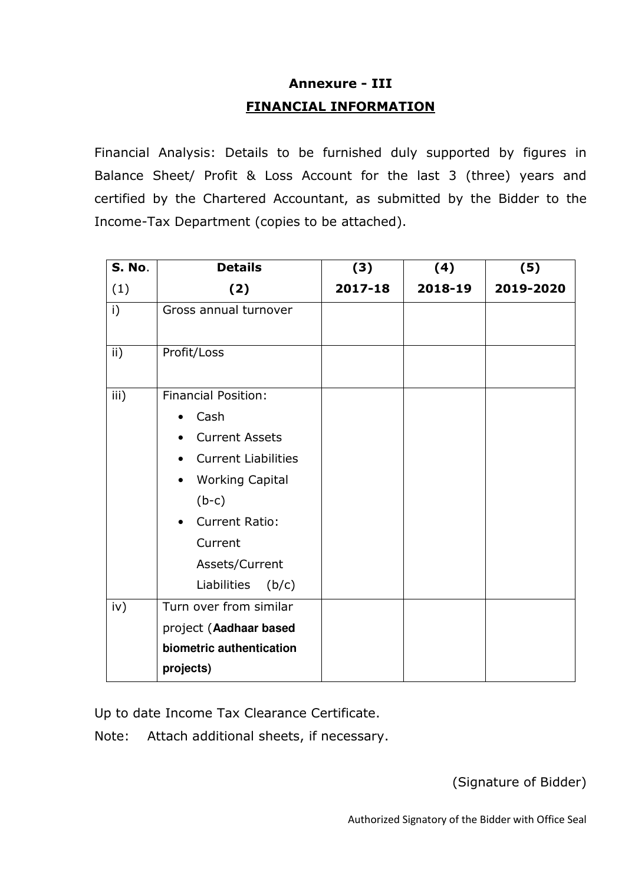# Annexure - III

## FINANCIAL INFORMATION

Financial Analysis: Details to be furnished duly supported by figures in Balance Sheet/ Profit & Loss Account for the last 3 (three) years and certified by the Chartered Accountant, as submitted by the Bidder to the Income-Tax Department (copies to be attached).

| S. No. (1) | Details (2) | (3) 2017-18 | (4) 2018-19 | (5) 2019-2020 |
|---|---|---|---|---|
| i) | Gross annual turnover | | | |
| ii) | Profit/Loss | | | |
| iii) | Financial Position:<br>• Cash<br>• Current Assets<br>• Current Liabilities<br>• Working Capital (b-c)<br>• Current Ratio: Current Assets/Current Liabilities (b/c) | | | |
| iv) | Turn over from similar project (**Aadhaar based biometric authentication projects)** | | | |

Up to date Income Tax Clearance Certificate.

Note: Attach additional sheets, if necessary.

(Signature of Bidder)

Authorized Signatory of the Bidder with Office Seal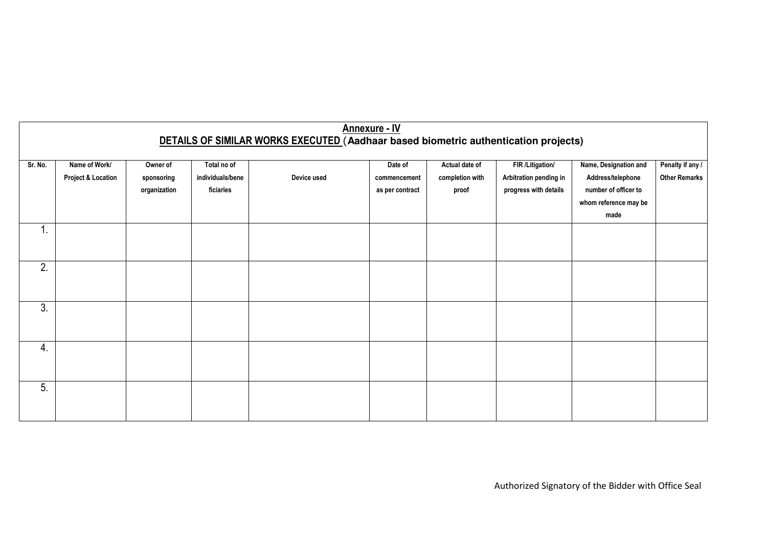## Annexure - IV

## DETAILS OF SIMILAR WORKS EXECUTED (Aadhaar based biometric authentication projects)

| Sr. No. | Name of Work/ Project & Location | Owner of sponsoring organization | Total no of individuals/beneficiaries | Device used | Date of commencement as per contract | Actual date of completion with proof | FIR /Litigation/ Arbitration pending in progress with details | Name, Designation and Address/telephone number of officer to whom reference may be made | Penalty if any / Other Remarks |
|---|---|---|---|---|---|---|---|---|---|
| 1. | | | | | | | | | |
| 2. | | | | | | | | | |
| 3. | | | | | | | | | |
| 4. | | | | | | | | | |
| 5. | | | | | | | | | |

Authorized Signatory of the Bidder with Office Seal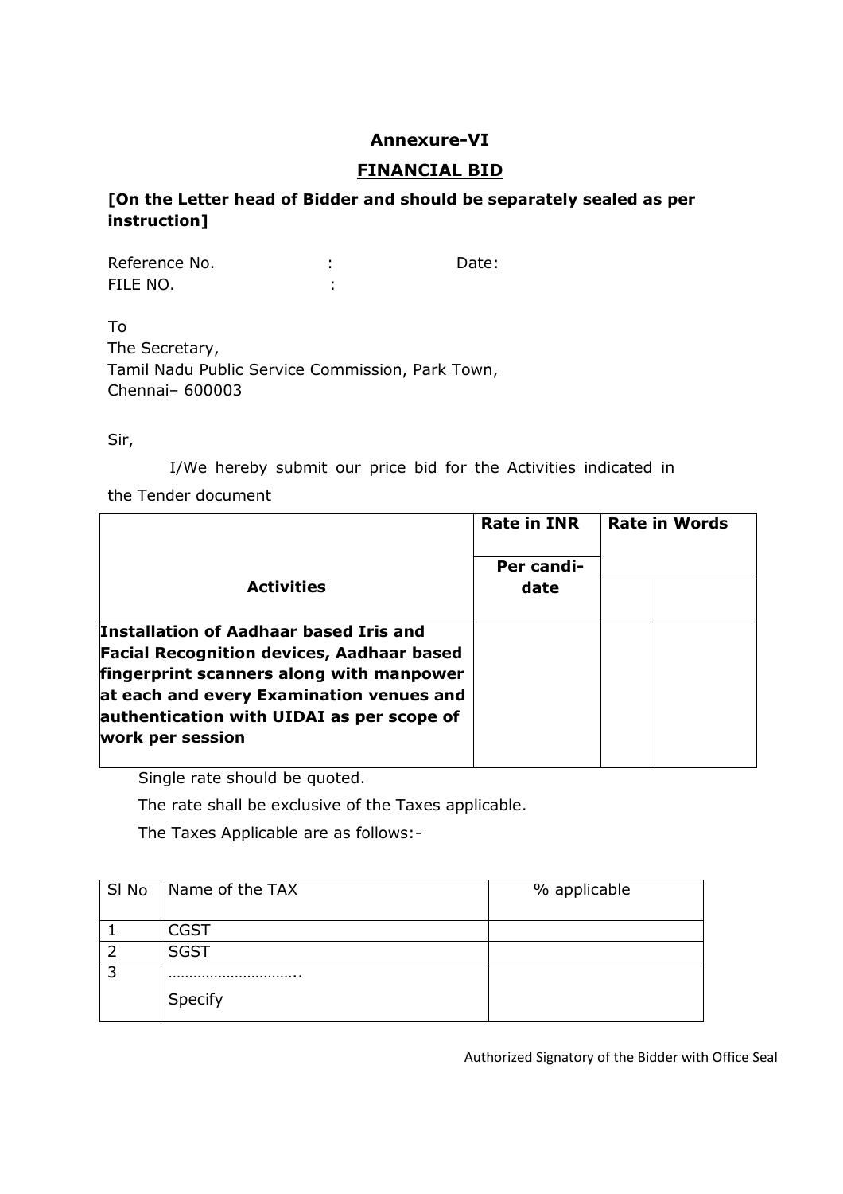## Annexure-VI

## FINANCIAL BID

**[On the Letter head of Bidder and should be separately sealed as per instruction]**

Reference No. : Date:
FILE NO. :

To
The Secretary,
Tamil Nadu Public Service Commission, Park Town,
Chennai– 600003

Sir,

I/We hereby submit our price bid for the Activities indicated in the Tender document

| Activities | Rate in INR Per candidate | Rate in Words | |
|---|---|---|---|
| **Installation of Aadhaar based Iris and Facial Recognition devices, Aadhaar based fingerprint scanners along with manpower at each and every Examination venues and authentication with UIDAI as per scope of work per session** | | | |

Single rate should be quoted.

The rate shall be exclusive of the Taxes applicable.

The Taxes Applicable are as follows:-

| Sl No | Name of the TAX | % applicable |
|---|---|---|
| 1 | CGST | |
| 2 | SGST | |
| 3 | ………………………..<br>Specify | |

Authorized Signatory of the Bidder with Office Seal